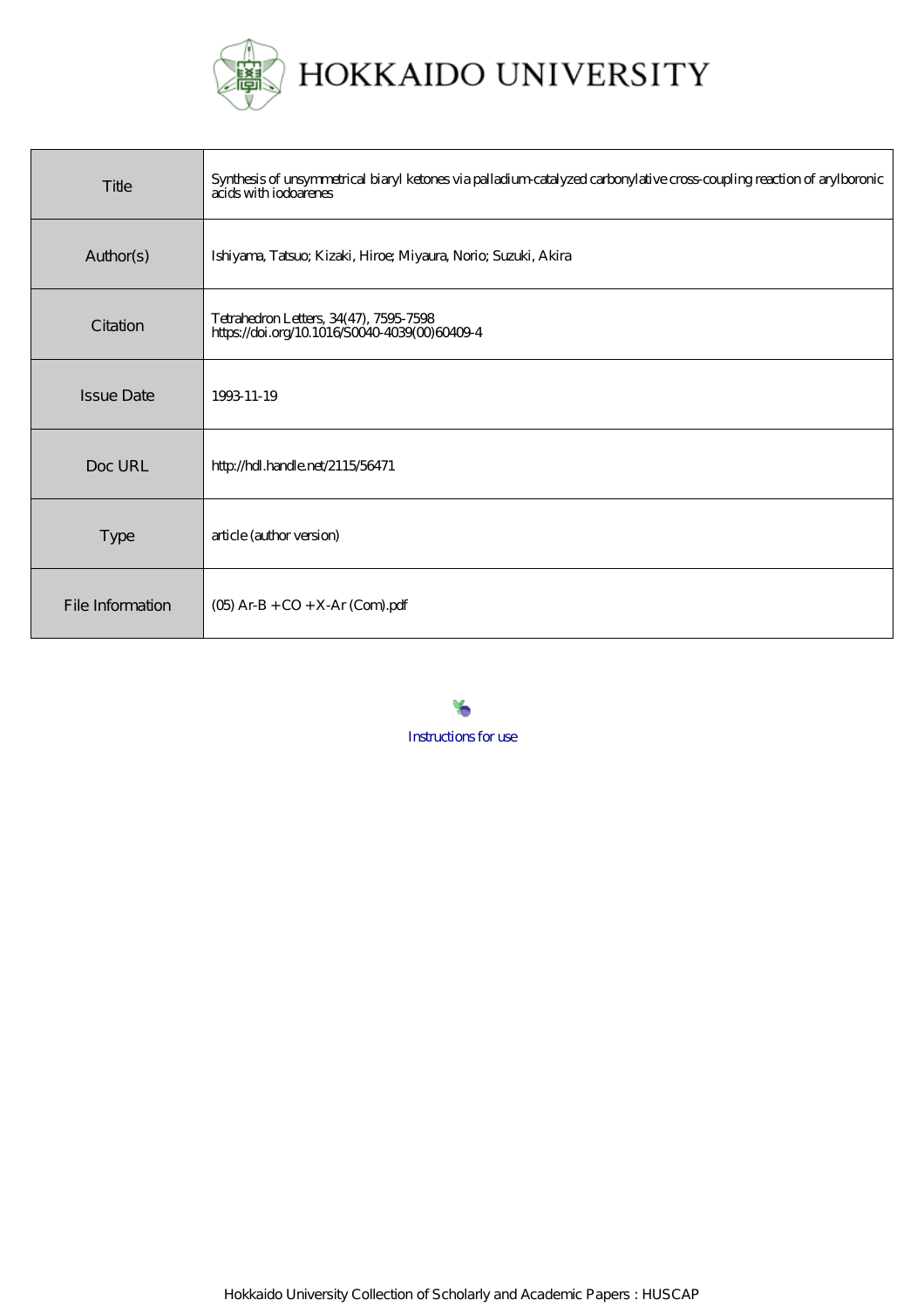HOKKAIDO UNIVERSITY

| | |
|---|---|
| Title | Synthesis of unsymmetrical biaryl ketones via palladium-catalyzed carbonylative cross-coupling reaction of arylboronic acids with iodoarenes |
| Author(s) | Ishiyama, Tatsuo; Kizaki, Hiroe; Miyaura, Norio; Suzuki, Akira |
| Citation | Tetrahedron Letters, 34(47), 7595-7598<br>https://doi.org/10.1016/S0040-4039(00)60409-4 |
| Issue Date | 1993-11-19 |
| Doc URL | http://hdl.handle.net/2115/56471 |
| Type | article (author version) |
| File Information | (05) Ar-B + CO + X-Ar (Com).pdf |

Instructions for use

Hokkaido University Collection of Scholarly and Academic Papers : HUSCAP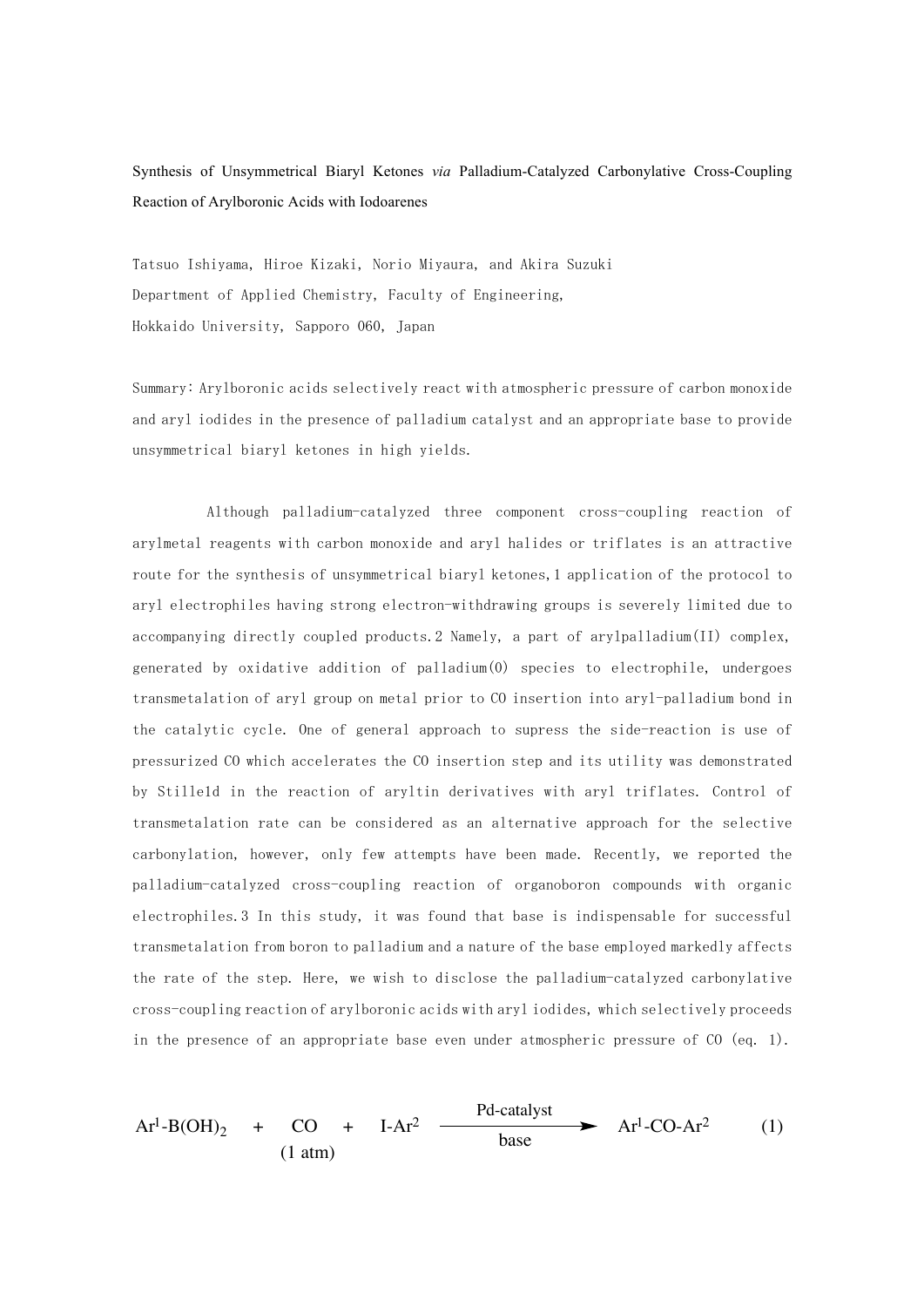Synthesis of Unsymmetrical Biaryl Ketones *via* Palladium-Catalyzed Carbonylative Cross-Coupling Reaction of Arylboronic Acids with Iodoarenes

Tatsuo Ishiyama, Hiroe Kizaki, Norio Miyaura, and Akira Suzuki
Department of Applied Chemistry, Faculty of Engineering,
Hokkaido University, Sapporo 060, Japan

Summary: Arylboronic acids selectively react with atmospheric pressure of carbon monoxide and aryl iodides in the presence of palladium catalyst and an appropriate base to provide unsymmetrical biaryl ketones in high yields.

Although palladium-catalyzed three component cross-coupling reaction of arylmetal reagents with carbon monoxide and aryl halides or triflates is an attractive route for the synthesis of unsymmetrical biaryl ketones,[1] application of the protocol to aryl electrophiles having strong electron-withdrawing groups is severely limited due to accompanying directly coupled products.[2] Namely, a part of arylpalladium(II) complex, generated by oxidative addition of palladium(0) species to electrophile, undergoes transmetalation of aryl group on metal prior to CO insertion into aryl-palladium bond in the catalytic cycle. One of general approach to supress the side-reaction is use of pressurized CO which accelerates the CO insertion step and its utility was demonstrated by Stille[1d] in the reaction of aryltin derivatives with aryl triflates. Control of transmetalation rate can be considered as an alternative approach for the selective carbonylation, however, only few attempts have been made. Recently, we reported the palladium-catalyzed cross-coupling reaction of organoboron compounds with organic electrophiles.[3] In this study, it was found that base is indispensable for successful transmetalation from boron to palladium and a nature of the base employed markedly affects the rate of the step. Here, we wish to disclose the palladium-catalyzed carbonylative cross-coupling reaction of arylboronic acids with aryl iodides, which selectively proceeds in the presence of an appropriate base even under atmospheric pressure of CO (eq. 1).

$$Ar^1\text{-}B(OH)_2 \; + \; \underset{(1\ atm)}{CO} \; + \; I\text{-}Ar^2 \; \xrightarrow[\text{base}]{\text{Pd-catalyst}} \; Ar^1\text{-}CO\text{-}Ar^2 \qquad (1)$$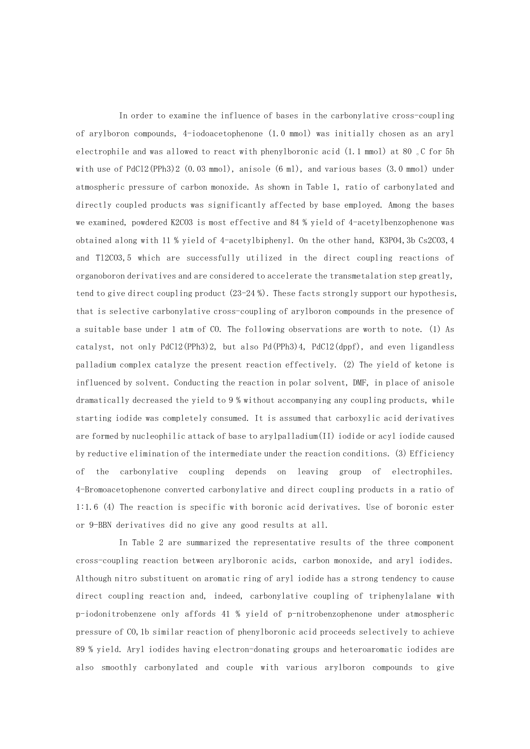In order to examine the influence of bases in the carbonylative cross-coupling of arylboron compounds, 4-iodoacetophenone (1.0 mmol) was initially chosen as an aryl electrophile and was allowed to react with phenylboronic acid (1.1 mmol) at 80 ℃ for 5h with use of $PdCl_2(PPh_3)_2$ (0.03 mmol), anisole (6 ml), and various bases (3.0 mmol) under atmospheric pressure of carbon monoxide. As shown in Table 1, ratio of carbonylated and directly coupled products was significantly affected by base employed. Among the bases we examined, powdered $K_2CO_3$ is most effective and 84 % yield of 4-acetylbenzophenone was obtained along with 11 % yield of 4-acetylbiphenyl. On the other hand, $K_3PO_4$,[3b] $Cs_2CO_3$,[4] and $Tl_2CO_3$,[5] which are successfully utilized in the direct coupling reactions of organoboron derivatives and are considered to accelerate the transmetalation step greatly, tend to give direct coupling product (23-24 %). These facts strongly support our hypothesis, that is selective carbonylative cross-coupling of arylboron compounds in the presence of a suitable base under 1 atm of CO. The following observations are worth to note. (1) As catalyst, not only $PdCl_2(PPh_3)_2$, but also $Pd(PPh_3)_4$, $PdCl_2(dppf)$, and even ligandless palladium complex catalyze the present reaction effectively. (2) The yield of ketone is influenced by solvent. Conducting the reaction in polar solvent, DMF, in place of anisole dramatically decreased the yield to 9 % without accompanying any coupling products, while starting iodide was completely consumed. It is assumed that carboxylic acid derivatives are formed by nucleophilic attack of base to arylpalladium(II) iodide or acyl iodide caused by reductive elimination of the intermediate under the reaction conditions. (3) Efficiency of the carbonylative coupling depends on leaving group of electrophiles. 4-Bromoacetophenone converted carbonylative and direct coupling products in a ratio of 1:1.6 (4) The reaction is specific with boronic acid derivatives. Use of boronic ester or 9-BBN derivatives did no give any good results at all.

In Table 2 are summarized the representative results of the three component cross-coupling reaction between arylboronic acids, carbon monoxide, and aryl iodides. Although nitro substituent on aromatic ring of aryl iodide has a strong tendency to cause direct coupling reaction and, indeed, carbonylative coupling of triphenylalane with p-iodonitrobenzene only affords 41 % yield of p-nitrobenzophenone under atmospheric pressure of CO,[1b] similar reaction of phenylboronic acid proceeds selectively to achieve 89 % yield. Aryl iodides having electron-donating groups and heteroaromatic iodides are also smoothly carbonylated and couple with various arylboron compounds to give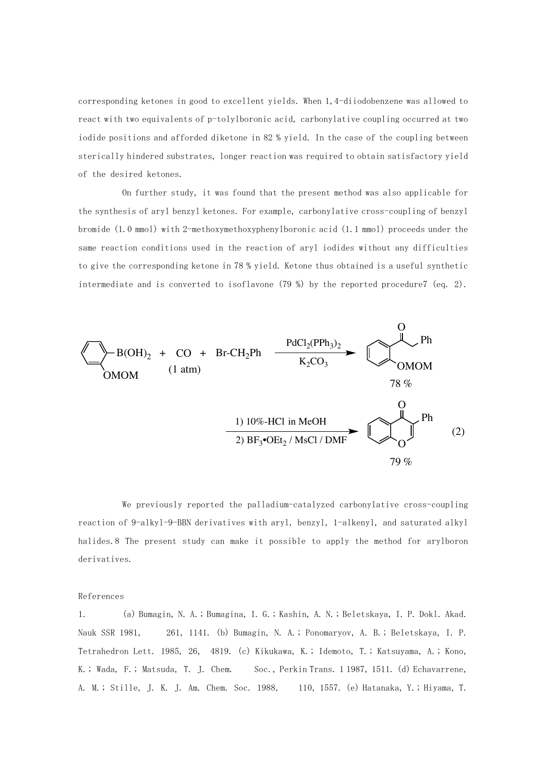corresponding ketones in good to excellent yields. When 1,4-diiodobenzene was allowed to react with two equivalents of p-tolylboronic acid, carbonylative coupling occurred at two iodide positions and afforded diketone in 82 % yield. In the case of the coupling between sterically hindered substrates, longer reaction was required to obtain satisfactory yield of the desired ketones.

On further study, it was found that the present method was also applicable for the synthesis of aryl benzyl ketones. For example, carbonylative cross-coupling of benzyl bromide (1.0 mmol) with 2-methoxymethoxyphenylboronic acid (1.1 mmol) proceeds under the same reaction conditions used in the reaction of aryl iodides without any difficulties to give the corresponding ketone in 78 % yield. Ketone thus obtained is a useful synthetic intermediate and is converted to isoflavone (79 %) by the reported procedure7 (eq. 2).

2-(MOMO)C₆H₄–B(OH)₂ + CO (1 atm) + Br-CH₂Ph —[PdCl₂(PPh₃)₂, K₂CO₃]→ 2-(MOMO)C₆H₄–C(O)CH₂Ph (78 %)

—[1) 10%-HCl in MeOH; 2) BF₃•OEt₂ / MsCl / DMF]→ isoflavone (79 %) (2)

We previously reported the palladium-catalyzed carbonylative cross-coupling reaction of 9-alkyl-9-BBN derivatives with aryl, benzyl, 1-alkenyl, and saturated alkyl halides.8 The present study can make it possible to apply the method for arylboron derivatives.

References

1. (a) Bumagin, N. A.; Bumagina, I. G.; Kashin, A. N.; Beletskaya, I. P. Dokl. Akad. Nauk SSR 1981, 261, 1141. (b) Bumagin, N. A.; Ponomaryov, A. B.; Beletskaya, I. P. Tetrahedron Lett. 1985, 26, 4819. (c) Kikukawa, K.; Idemoto, T.; Katsuyama, A.; Kono, K.; Wada, F.; Matsuda, T. J. Chem. Soc., Perkin Trans. 1 1987, 1511. (d) Echavarrene, A. M.; Stille, J. K. J. Am. Chem. Soc. 1988, 110, 1557. (e) Hatanaka, Y.; Hiyama, T.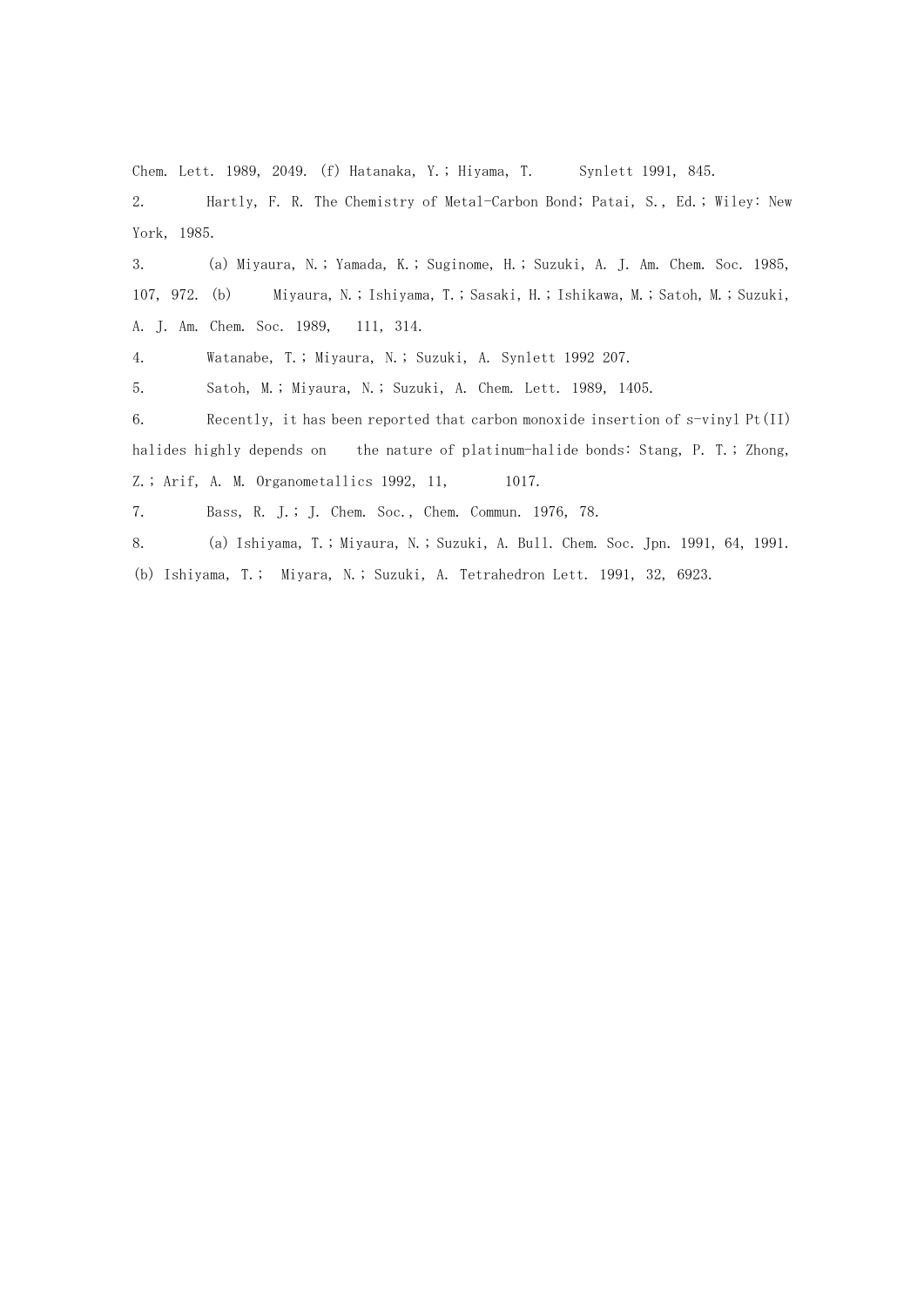Chem. Lett. 1989, 2049. (f) Hatanaka, Y.; Hiyama, T. Synlett 1991, 845.

2. Hartly, F. R. The Chemistry of Metal-Carbon Bond; Patai, S., Ed.; Wiley: New York, 1985.

3. (a) Miyaura, N.; Yamada, K.; Suginome, H.; Suzuki, A. J. Am. Chem. Soc. 1985, 107, 972. (b) Miyaura, N.; Ishiyama, T.; Sasaki, H.; Ishikawa, M.; Satoh, M.; Suzuki, A. J. Am. Chem. Soc. 1989, 111, 314.

4. Watanabe, T.; Miyaura, N.; Suzuki, A. Synlett 1992 207.

5. Satoh, M.; Miyaura, N.; Suzuki, A. Chem. Lett. 1989, 1405.

6. Recently, it has been reported that carbon monoxide insertion of s-vinyl Pt(II) halides highly depends on the nature of platinum-halide bonds: Stang, P. T.; Zhong, Z.; Arif, A. M. Organometallics 1992, 11, 1017.

7. Bass, R. J.; J. Chem. Soc., Chem. Commun. 1976, 78.

8. (a) Ishiyama, T.; Miyaura, N.; Suzuki, A. Bull. Chem. Soc. Jpn. 1991, 64, 1991. (b) Ishiyama, T.; Miyara, N.; Suzuki, A. Tetrahedron Lett. 1991, 32, 6923.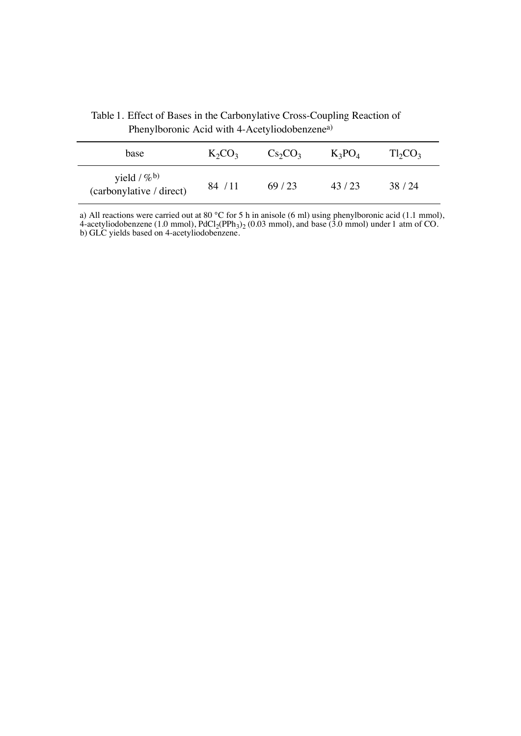Table 1. Effect of Bases in the Carbonylative Cross-Coupling Reaction of Phenylboronic Acid with 4-Acetyliodobenzene[a)]

| base | $K_2CO_3$ | $Cs_2CO_3$ | $K_3PO_4$ | $Tl_2CO_3$ |
|---|---|---|---|---|
| yield / %[b)] (carbonylative / direct) | 84 / 11 | 69 / 23 | 43 / 23 | 38 / 24 |

a) All reactions were carried out at 80 °C for 5 h in anisole (6 ml) using phenylboronic acid (1.1 mmol), 4-acetyliodobenzene (1.0 mmol), $PdCl_2(PPh_3)_2$ (0.03 mmol), and base (3.0 mmol) under 1 atm of CO.
b) GLC yields based on 4-acetyliodobenzene.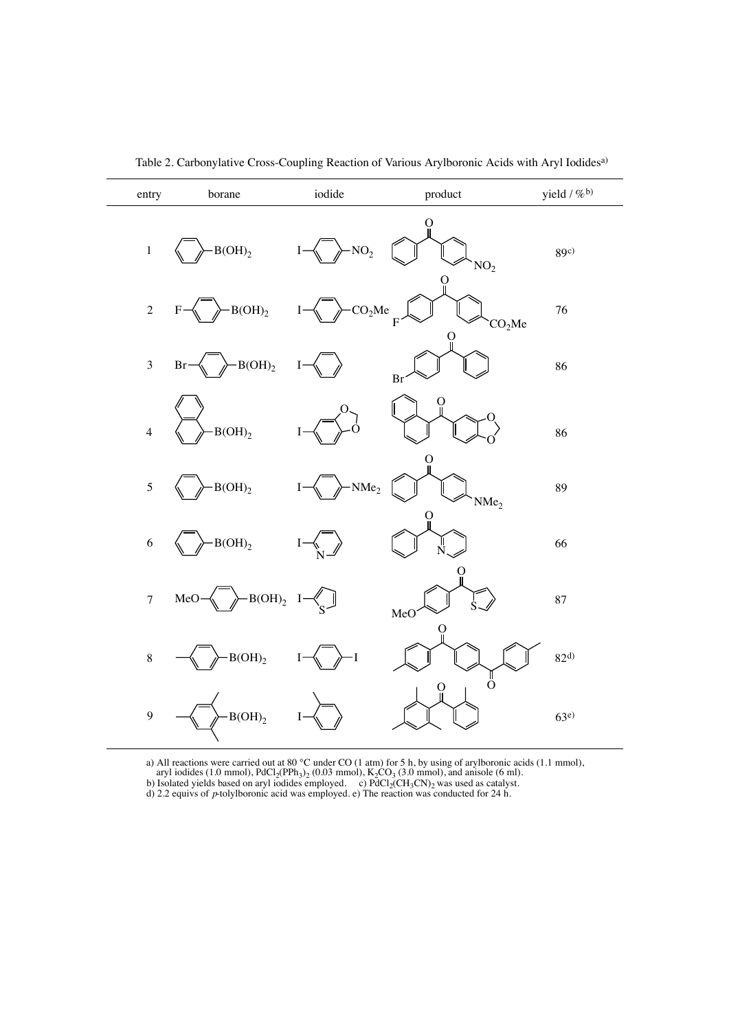Table 2. Carbonylative Cross-Coupling Reaction of Various Arylboronic Acids with Aryl Iodides[a)]

| entry | borane | iodide | product | yield / %[b)] |
|---|---|---|---|---|
| 1 | $C_6H_5B(OH)_2$ | $I-C_6H_4-NO_2$ (*p*) | $C_6H_5CO-C_6H_4-NO_2$ (*p*) | 89[c)] |
| 2 | $F-C_6H_4-B(OH)_2$ (*p*) | $I-C_6H_4-CO_2Me$ (*p*) | $F-C_6H_4-CO-C_6H_4-CO_2Me$ (*p*,*p*') | 76 |
| 3 | $Br-C_6H_4-B(OH)_2$ (*p*) | $I-C_6H_5$ | $Br-C_6H_4-CO-C_6H_5$ (*p*) | 86 |
| 4 | 1-naphthyl-$B(OH)_2$ | 5-iodo-1,3-benzodioxole | 1-naphthyl-CO-(1,3-benzodioxol-5-yl) | 86 |
| 5 | $C_6H_5B(OH)_2$ | $I-C_6H_4-NMe_2$ (*p*) | $C_6H_5CO-C_6H_4-NMe_2$ (*p*) | 89 |
| 6 | $C_6H_5B(OH)_2$ | 2-iodopyridine | $C_6H_5CO$-(2-pyridyl) | 66 |
| 7 | $MeO-C_6H_4-B(OH)_2$ (*p*) | 2-iodothiophene | $MeO-C_6H_4-CO$-(2-thienyl) (*p*) | 87 |
| 8 | $Me-C_6H_4-B(OH)_2$ (*p*) | $I-C_6H_4-I$ (*p*) | $Me-C_6H_4-CO-C_6H_4-CO-C_6H_4-Me$ (all *p*) | 82[d)] |
| 9 | 2,4,6-$Me_3C_6H_2-B(OH)_2$ | $I-C_6H_4-Me$ (*o*) | 2,4,6-$Me_3C_6H_2-CO-C_6H_4-Me$ (*o*) | 63[e)] |

a) All reactions were carried out at 80 °C under CO (1 atm) for 5 h, by using of arylboronic acids (1.1 mmol), aryl iodides (1.0 mmol), $PdCl_2(PPh_3)_2$ (0.03 mmol), $K_2CO_3$ (3.0 mmol), and anisole (6 ml).
b) Isolated yields based on aryl iodides employed. c) $PdCl_2(CH_3CN)_2$ was used as catalyst.
d) 2.2 equivs of *p*-tolylboronic acid was employed. e) The reaction was conducted for 24 h.